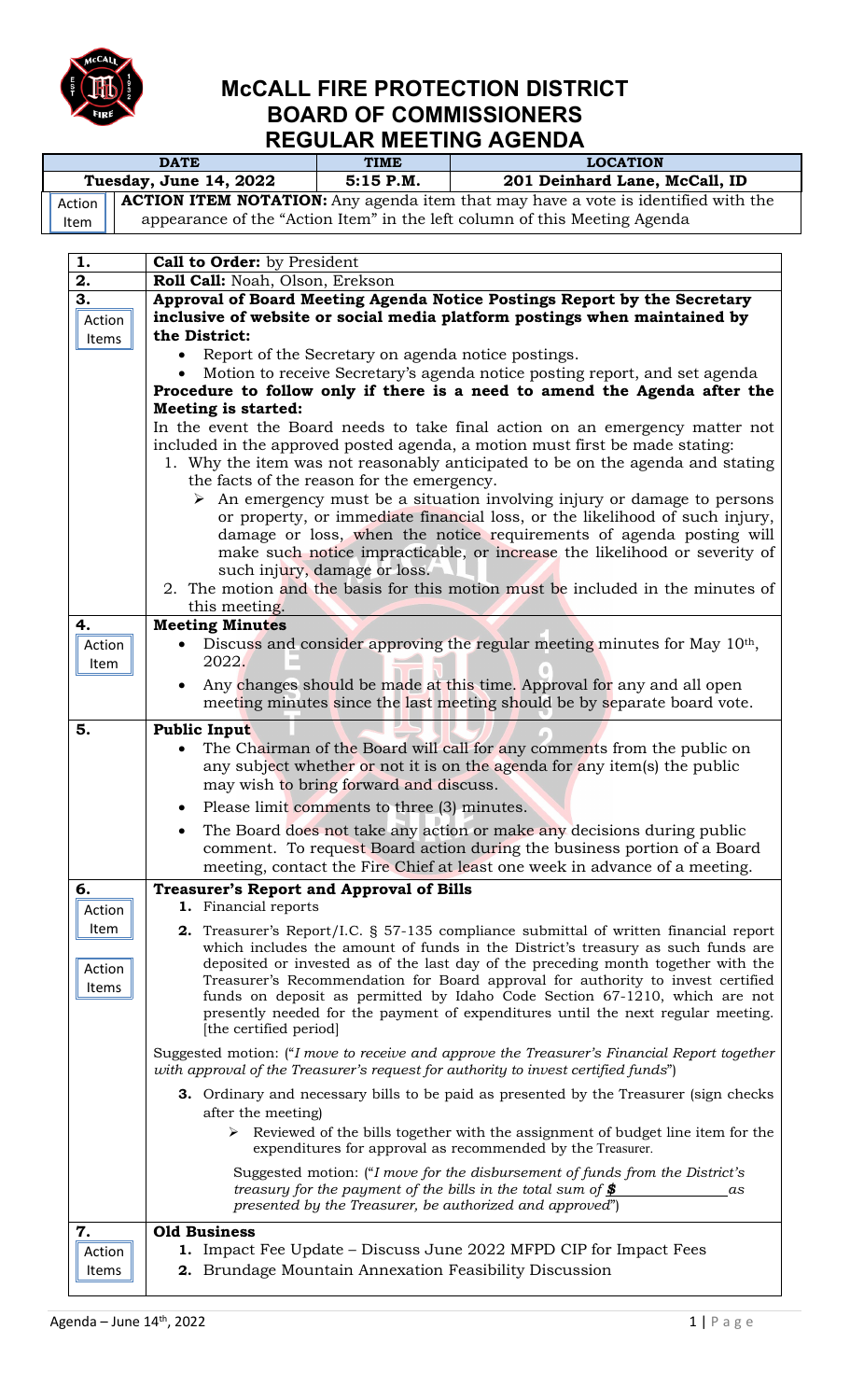# McCALL FIRE PROTECTION DISTRICT
# BOARD OF COMMISSIONERS
# REGULAR MEETING AGENDA

| DATE | TIME | LOCATION |
|---|---|---|
| Tuesday, June 14, 2022 | 5:15 P.M. | 201 Deinhard Lane, McCall, ID |

Action Item — **ACTION ITEM NOTATION:** Any agenda item that may have a vote is identified with the appearance of the "Action Item" in the left column of this Meeting Agenda

| | |
|---|---|
| **1.** | **Call to Order:** by President |
| **2.** | **Roll Call:** Noah, Olson, Erekson |
| **3.** Action Items | **Approval of Board Meeting Agenda Notice Postings Report by the Secretary inclusive of website or social media platform postings when maintained by the District:**<br>• Report of the Secretary on agenda notice postings.<br>• Motion to receive Secretary's agenda notice posting report, and set agenda<br>**Procedure to follow only if there is a need to amend the Agenda after the Meeting is started:**<br>In the event the Board needs to take final action on an emergency matter not included in the approved posted agenda, a motion must first be made stating:<br>1. Why the item was not reasonably anticipated to be on the agenda and stating the facts of the reason for the emergency.<br>➢ An emergency must be a situation involving injury or damage to persons or property, or immediate financial loss, or the likelihood of such injury, damage or loss, when the notice requirements of agenda posting will make such notice impracticable, or increase the likelihood or severity of such injury, damage or loss.<br>2. The motion and the basis for this motion must be included in the minutes of this meeting. |
| **4.** Action Item | **Meeting Minutes**<br>• Discuss and consider approving the regular meeting minutes for May 10th, 2022.<br>• Any changes should be made at this time. Approval for any and all open meeting minutes since the last meeting should be by separate board vote. |
| **5.** | **Public Input**<br>• The Chairman of the Board will call for any comments from the public on any subject whether or not it is on the agenda for any item(s) the public may wish to bring forward and discuss.<br>• Please limit comments to three (3) minutes.<br>• The Board does not take any action or make any decisions during public comment. To request Board action during the business portion of a Board meeting, contact the Fire Chief at least one week in advance of a meeting. |
| **6.** Action Item<br>Action Items | **Treasurer's Report and Approval of Bills**<br>**1.** Financial reports<br>**2.** Treasurer's Report/I.C. § 57-135 compliance submittal of written financial report which includes the amount of funds in the District's treasury as such funds are deposited or invested as of the last day of the preceding month together with the Treasurer's Recommendation for Board approval for authority to invest certified funds on deposit as permitted by Idaho Code Section 67-1210, which are not presently needed for the payment of expenditures until the next regular meeting. [the certified period]<br>Suggested motion: ("*I move to receive and approve the Treasurer's Financial Report together with approval of the Treasurer's request for authority to invest certified funds*")<br>**3.** Ordinary and necessary bills to be paid as presented by the Treasurer (sign checks after the meeting)<br>➢ Reviewed of the bills together with the assignment of budget line item for the expenditures for approval as recommended by the Treasurer.<br>Suggested motion: ("*I move for the disbursement of funds from the District's treasury for the payment of the bills in the total sum of **$** ______________ as presented by the Treasurer, be authorized and approved*") |
| **7.** Action Items | **Old Business**<br>**1.** Impact Fee Update – Discuss June 2022 MFPD CIP for Impact Fees<br>**2.** Brundage Mountain Annexation Feasibility Discussion |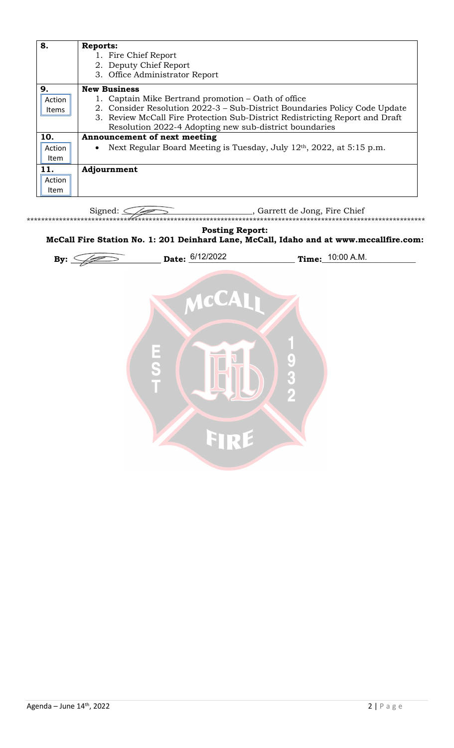| | |
|---|---|
| **8.** | **Reports:**<br>1. Fire Chief Report<br>2. Deputy Chief Report<br>3. Office Administrator Report |
| **9.**<br>Action Items | **New Business**<br>1. Captain Mike Bertrand promotion – Oath of office<br>2. Consider Resolution 2022-3 – Sub-District Boundaries Policy Code Update<br>3. Review McCall Fire Protection Sub-District Redistricting Report and Draft Resolution 2022-4 Adopting new sub-district boundaries |
| **10.**<br>Action Item | **Announcement of next meeting**<br>• Next Regular Board Meeting is Tuesday, July 12th, 2022, at 5:15 p.m. |
| **11.**<br>Action Item | **Adjournment** |

Signed: ______________________, Garrett de Jong, Fire Chief

******************************************************************************************************

**Posting Report:**
**McCall Fire Station No. 1: 201 Deinhard Lane, McCall, Idaho and at www.mccallfire.com:**

**By:** ______________ **Date:** 6/12/2022 **Time:** 10:00 A.M.